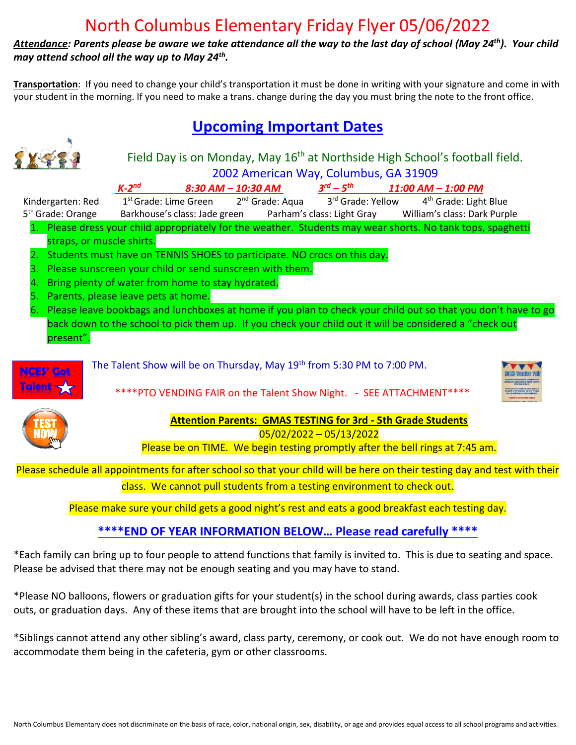# North Columbus Elementary Friday Flyer 05/06/2022

***Attendance**: Parents please be aware we take attendance all the way to the last day of school (May 24th). Your child may attend school all the way up to May 24th.*

**Transportation**: If you need to change your child's transportation it must be done in writing with your signature and come in with your student in the morning. If you need to make a trans. change during the day you must bring the note to the front office.

## Upcoming Important Dates

Field Day is on Monday, May 16th at Northside High School's football field.
2002 American Way, Columbus, GA 31909

***K-2nd*** ***8:30 AM – 10:30 AM*** ***3rd – 5th*** ***11:00 AM – 1:00 PM***

Kindergarten: Red | 1st Grade: Lime Green | 2nd Grade: Aqua | 3rd Grade: Yellow | 4th Grade: Light Blue
5th Grade: Orange | Barkhouse's class: Jade green | Parham's class: Light Gray | William's class: Dark Purple

1. Please dress your child appropriately for the weather. Students may wear shorts. No tank tops, spaghetti straps, or muscle shirts.
2. Students must have on TENNIS SHOES to participate. NO crocs on this day.
3. Please sunscreen your child or send sunscreen with them.
4. Bring plenty of water from home to stay hydrated.
5. Parents, please leave pets at home.
6. Please leave bookbags and lunchboxes at home if you plan to check your child out so that you don't have to go back down to the school to pick them up. If you check your child out it will be considered a "check out present".

NCES' Got Talent

The Talent Show will be on Thursday, May 19th from 5:30 PM to 7:00 PM.

****PTO VENDING FAIR on the Talent Show Night. - SEE ATTACHMENT****

**Attention Parents: GMAS TESTING for 3rd - 5th Grade Students**

05/02/2022 – 05/13/2022

Please be on TIME. We begin testing promptly after the bell rings at 7:45 am.

Please schedule all appointments for after school so that your child will be here on their testing day and test with their class. We cannot pull students from a testing environment to check out.

Please make sure your child gets a good night's rest and eats a good breakfast each testing day.

******END OF YEAR INFORMATION BELOW… Please read carefully ****

*Each family can bring up to four people to attend functions that family is invited to. This is due to seating and space. Please be advised that there may not be enough seating and you may have to stand.

*Please NO balloons, flowers or graduation gifts for your student(s) in the school during awards, class parties cook outs, or graduation days. Any of these items that are brought into the school will have to be left in the office.

*Siblings cannot attend any other sibling's award, class party, ceremony, or cook out. We do not have enough room to accommodate them being in the cafeteria, gym or other classrooms.

North Columbus Elementary does not discriminate on the basis of race, color, national origin, sex, disability, or age and provides equal access to all school programs and activities.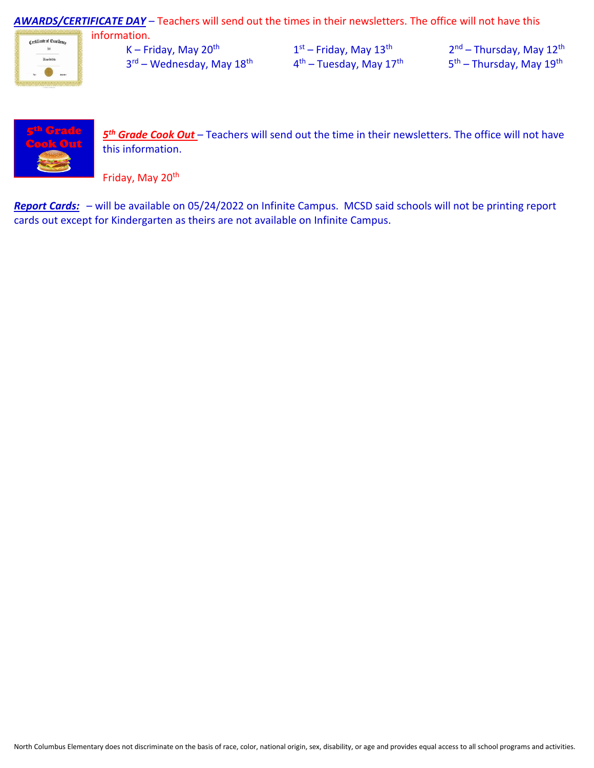***AWARDS/CERTIFICATE DAY*** – Teachers will send out the times in their newsletters. The office will not have this information.

K – Friday, May 20th
1st – Friday, May 13th
2nd – Thursday, May 12th
3rd – Wednesday, May 18th
4th – Tuesday, May 17th
5th – Thursday, May 19th

***5th Grade Cook Out*** – Teachers will send out the time in their newsletters. The office will not have this information.

Friday, May 20th

***Report Cards:*** – will be available on 05/24/2022 on Infinite Campus. MCSD said schools will not be printing report cards out except for Kindergarten as theirs are not available on Infinite Campus.

North Columbus Elementary does not discriminate on the basis of race, color, national origin, sex, disability, or age and provides equal access to all school programs and activities.